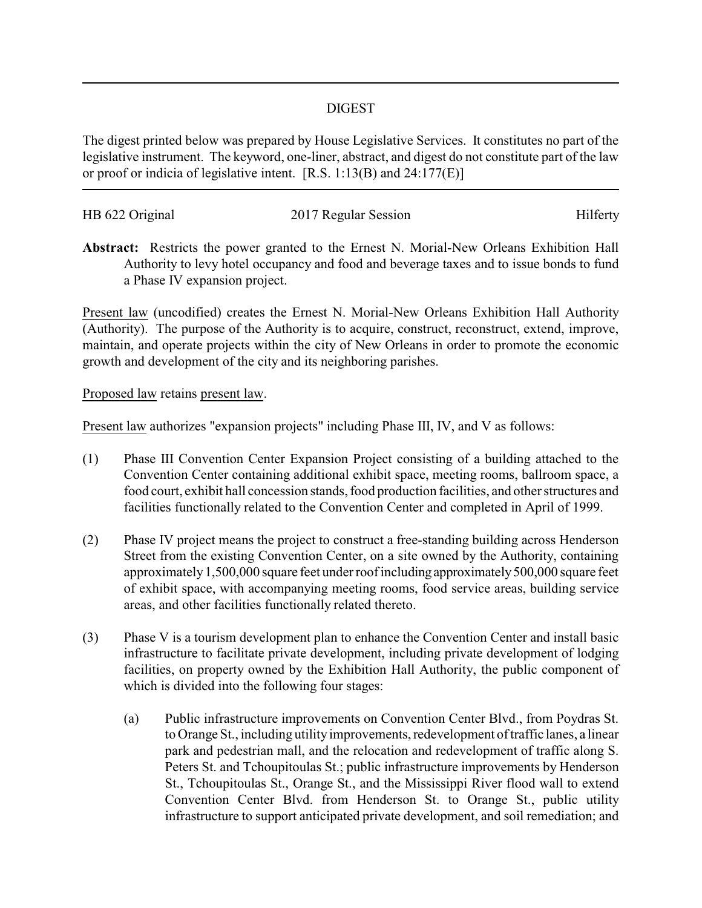## DIGEST

The digest printed below was prepared by House Legislative Services. It constitutes no part of the legislative instrument. The keyword, one-liner, abstract, and digest do not constitute part of the law or proof or indicia of legislative intent. [R.S. 1:13(B) and 24:177(E)]

HB 622 Original | 2017 Regular Session | Hilferty

**Abstract:** Restricts the power granted to the Ernest N. Morial-New Orleans Exhibition Hall Authority to levy hotel occupancy and food and beverage taxes and to issue bonds to fund a Phase IV expansion project.

Present law (uncodified) creates the Ernest N. Morial-New Orleans Exhibition Hall Authority (Authority). The purpose of the Authority is to acquire, construct, reconstruct, extend, improve, maintain, and operate projects within the city of New Orleans in order to promote the economic growth and development of the city and its neighboring parishes.

Proposed law retains present law.

Present law authorizes "expansion projects" including Phase III, IV, and V as follows:

(1) Phase III Convention Center Expansion Project consisting of a building attached to the Convention Center containing additional exhibit space, meeting rooms, ballroom space, a food court, exhibit hall concession stands, food production facilities, and other structures and facilities functionally related to the Convention Center and completed in April of 1999.

(2) Phase IV project means the project to construct a free-standing building across Henderson Street from the existing Convention Center, on a site owned by the Authority, containing approximately 1,500,000 square feet under roof including approximately 500,000 square feet of exhibit space, with accompanying meeting rooms, food service areas, building service areas, and other facilities functionally related thereto.

(3) Phase V is a tourism development plan to enhance the Convention Center and install basic infrastructure to facilitate private development, including private development of lodging facilities, on property owned by the Exhibition Hall Authority, the public component of which is divided into the following four stages:

   (a) Public infrastructure improvements on Convention Center Blvd., from Poydras St. to Orange St., including utility improvements, redevelopment of traffic lanes, a linear park and pedestrian mall, and the relocation and redevelopment of traffic along S. Peters St. and Tchoupitoulas St.; public infrastructure improvements by Henderson St., Tchoupitoulas St., Orange St., and the Mississippi River flood wall to extend Convention Center Blvd. from Henderson St. to Orange St., public utility infrastructure to support anticipated private development, and soil remediation; and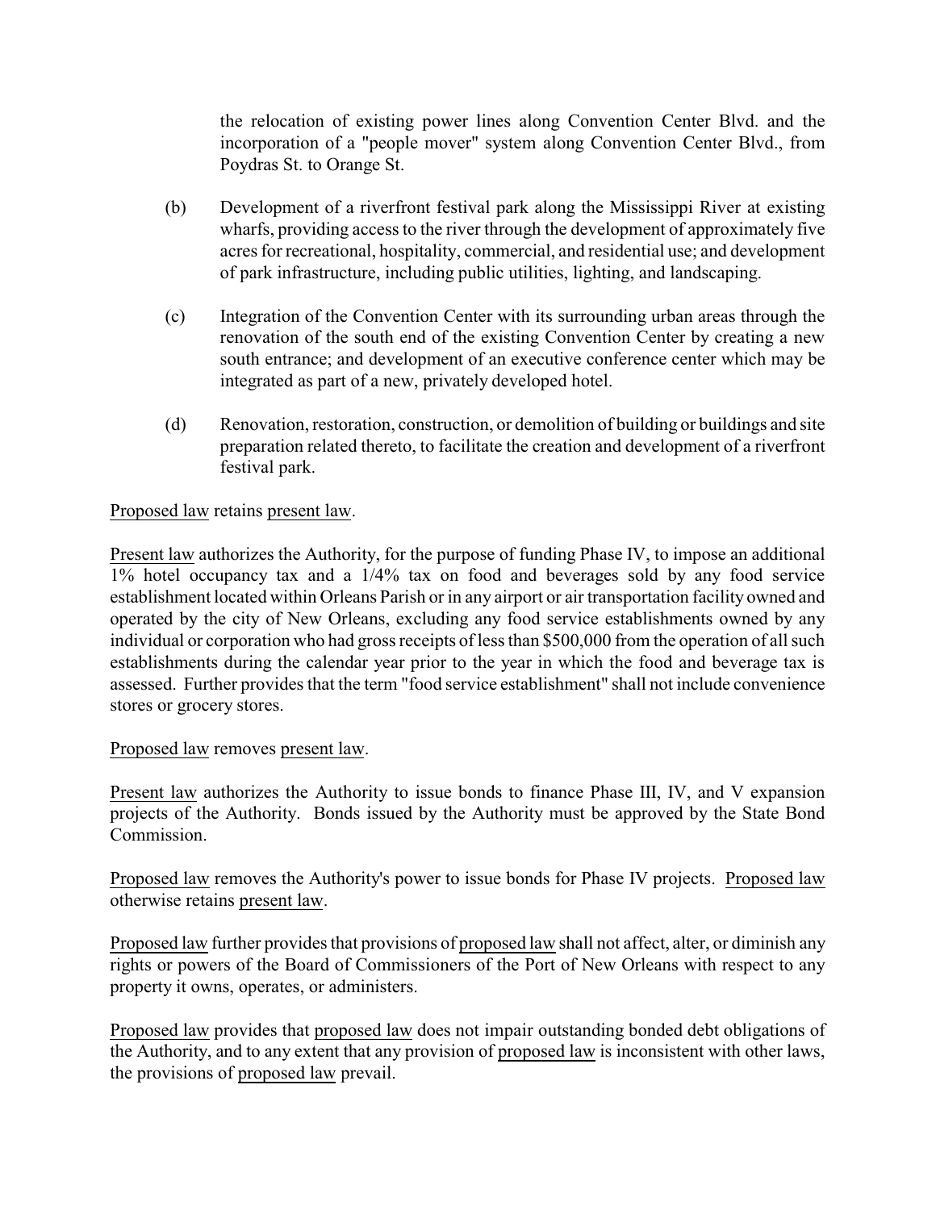the relocation of existing power lines along Convention Center Blvd. and the incorporation of a "people mover" system along Convention Center Blvd., from Poydras St. to Orange St.

(b) Development of a riverfront festival park along the Mississippi River at existing wharfs, providing access to the river through the development of approximately five acres for recreational, hospitality, commercial, and residential use; and development of park infrastructure, including public utilities, lighting, and landscaping.

(c) Integration of the Convention Center with its surrounding urban areas through the renovation of the south end of the existing Convention Center by creating a new south entrance; and development of an executive conference center which may be integrated as part of a new, privately developed hotel.

(d) Renovation, restoration, construction, or demolition of building or buildings and site preparation related thereto, to facilitate the creation and development of a riverfront festival park.

Proposed law retains present law.

Present law authorizes the Authority, for the purpose of funding Phase IV, to impose an additional 1% hotel occupancy tax and a 1/4% tax on food and beverages sold by any food service establishment located within Orleans Parish or in any airport or air transportation facility owned and operated by the city of New Orleans, excluding any food service establishments owned by any individual or corporation who had gross receipts of less than $500,000 from the operation of all such establishments during the calendar year prior to the year in which the food and beverage tax is assessed. Further provides that the term "food service establishment" shall not include convenience stores or grocery stores.

Proposed law removes present law.

Present law authorizes the Authority to issue bonds to finance Phase III, IV, and V expansion projects of the Authority. Bonds issued by the Authority must be approved by the State Bond Commission.

Proposed law removes the Authority's power to issue bonds for Phase IV projects. Proposed law otherwise retains present law.

Proposed law further provides that provisions of proposed law shall not affect, alter, or diminish any rights or powers of the Board of Commissioners of the Port of New Orleans with respect to any property it owns, operates, or administers.

Proposed law provides that proposed law does not impair outstanding bonded debt obligations of the Authority, and to any extent that any provision of proposed law is inconsistent with other laws, the provisions of proposed law prevail.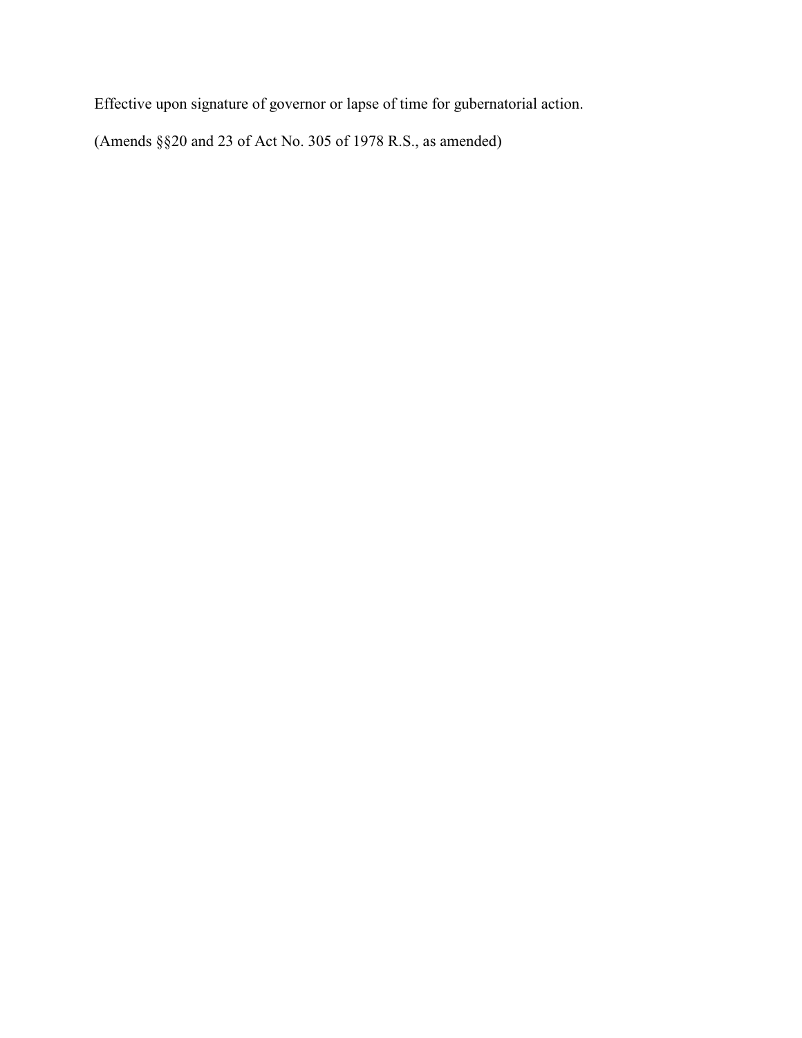Effective upon signature of governor or lapse of time for gubernatorial action.

(Amends §§20 and 23 of Act No. 305 of 1978 R.S., as amended)